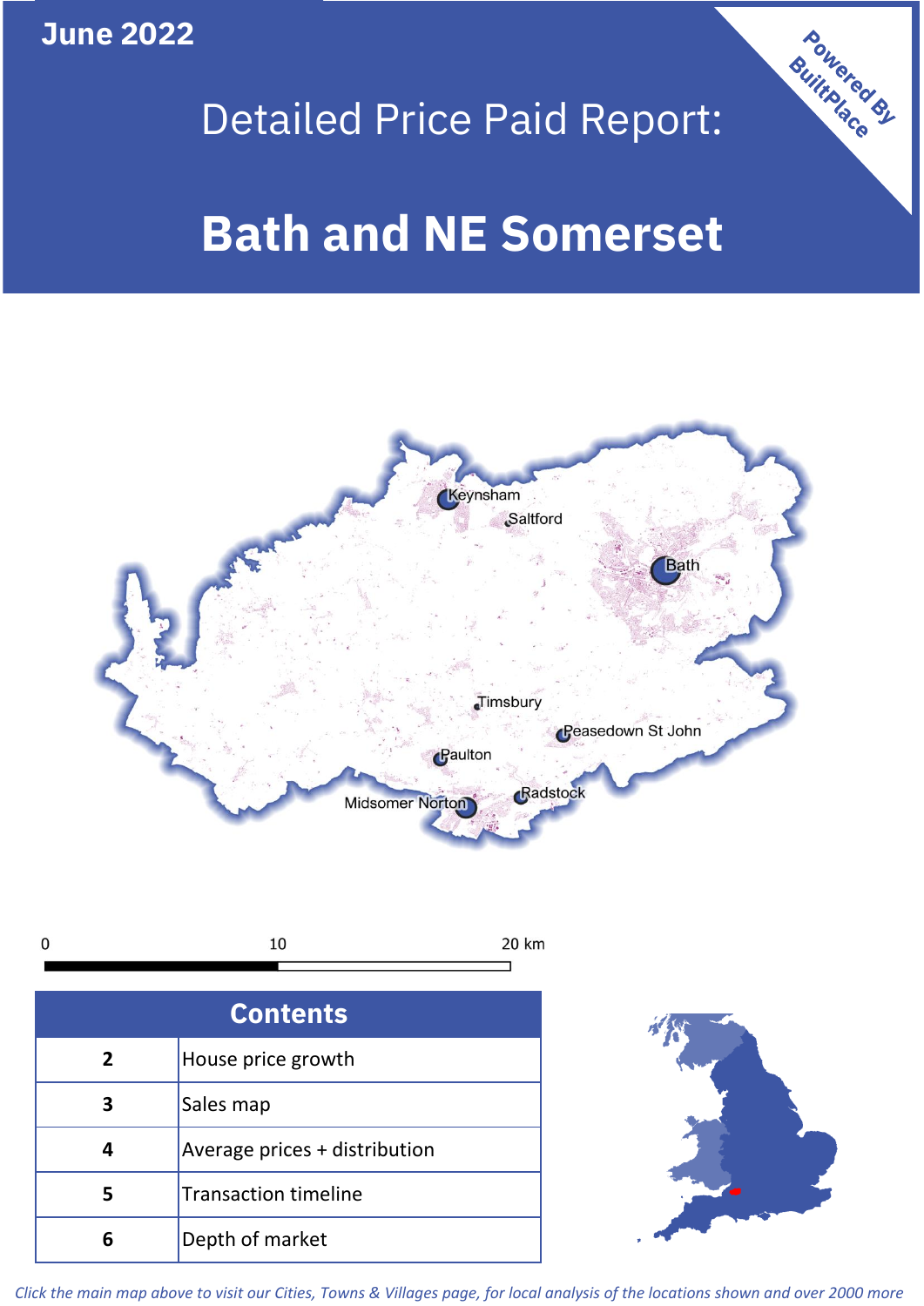June 2022

Powered By BuiltPlace

# Detailed Price Paid Report:

# Bath and NE Somerset

Keynsham
Saltford
Bath
Timsbury
Peasedown St John
Paulton
Radstock
Midsomer Norton

0 10 20 km

| Contents | |
|---|---|
| 2 | House price growth |
| 3 | Sales map |
| 4 | Average prices + distribution |
| 5 | Transaction timeline |
| 6 | Depth of market |

*Click the main map above to visit our Cities, Towns & Villages page, for local analysis of the locations shown and over 2000 more*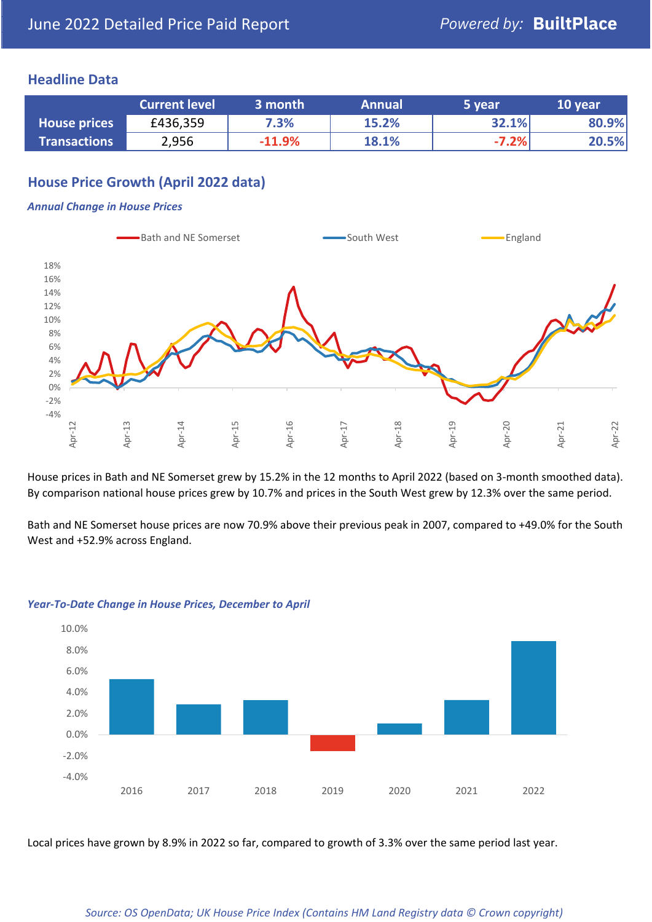June 2022 Detailed Price Paid Report

*Powered by:* **BuiltPlace**

## Headline Data

| | Current level | 3 month | Annual | 5 year | 10 year |
|---|---|---|---|---|---|
| **House prices** | £436,359 | 7.3% | 15.2% | 32.1% | 80.9% |
| **Transactions** | 2,956 | -11.9% | 18.1% | -7.2% | 20.5% |

## House Price Growth (April 2022 data)

***Annual Change in House Prices***

House prices in Bath and NE Somerset grew by 15.2% in the 12 months to April 2022 (based on 3-month smoothed data). By comparison national house prices grew by 10.7% and prices in the South West grew by 12.3% over the same period.

Bath and NE Somerset house prices are now 70.9% above their previous peak in 2007, compared to +49.0% for the South West and +52.9% across England.

***Year-To-Date Change in House Prices, December to April***

Local prices have grown by 8.9% in 2022 so far, compared to growth of 3.3% over the same period last year.

*Source: OS OpenData; UK House Price Index (Contains HM Land Registry data © Crown copyright)*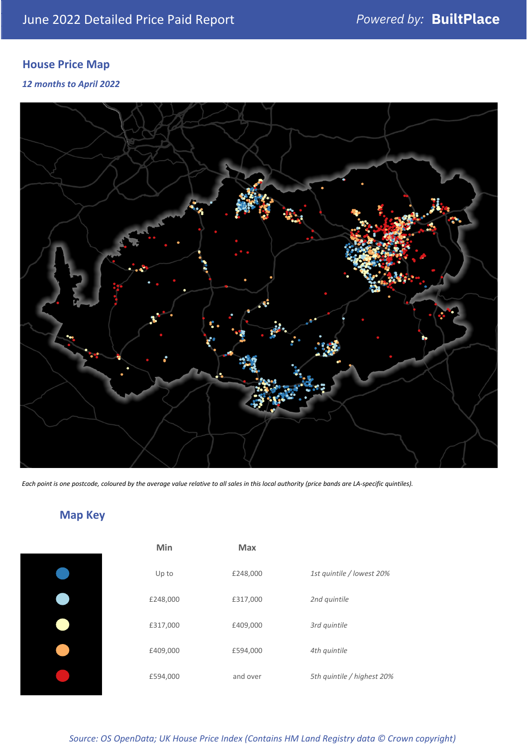June 2022 Detailed Price Paid Report

*Powered by:* **BuiltPlace**

## House Price Map

***12 months to April 2022***

*Each point is one postcode, coloured by the average value relative to all sales in this local authority (price bands are LA-specific quintiles).*

## Map Key

| | Min | Max | |
|---|---|---|---|
| | Up to | £248,000 | *1st quintile / lowest 20%* |
| | £248,000 | £317,000 | *2nd quintile* |
| | £317,000 | £409,000 | *3rd quintile* |
| | £409,000 | £594,000 | *4th quintile* |
| | £594,000 | and over | *5th quintile / highest 20%* |

*Source: OS OpenData; UK House Price Index (Contains HM Land Registry data © Crown copyright)*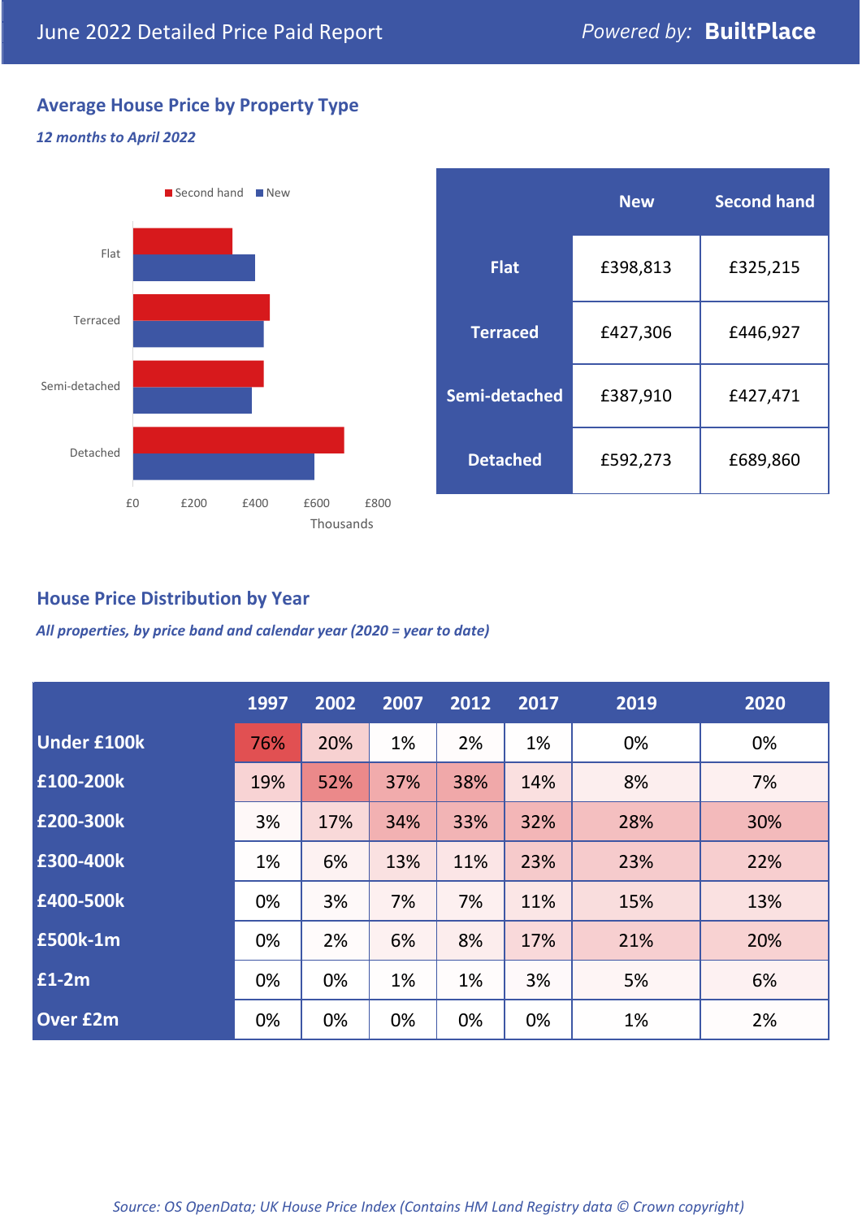June 2022 Detailed Price Paid Report — Powered by: **BuiltPlace**

## Average House Price by Property Type

*12 months to April 2022*

Second hand / New

Flat, Terraced, Semi-detached, Detached

£0 £200 £400 £600 £800

Thousands

| | New | Second hand |
|---|---|---|
| **Flat** | £398,813 | £325,215 |
| **Terraced** | £427,306 | £446,927 |
| **Semi-detached** | £387,910 | £427,471 |
| **Detached** | £592,273 | £689,860 |

## House Price Distribution by Year

*All properties, by price band and calendar year (2020 = year to date)*

| | 1997 | 2002 | 2007 | 2012 | 2017 | 2019 | 2020 |
|---|---|---|---|---|---|---|---|
| **Under £100k** | 76% | 20% | 1% | 2% | 1% | 0% | 0% |
| **£100-200k** | 19% | 52% | 37% | 38% | 14% | 8% | 7% |
| **£200-300k** | 3% | 17% | 34% | 33% | 32% | 28% | 30% |
| **£300-400k** | 1% | 6% | 13% | 11% | 23% | 23% | 22% |
| **£400-500k** | 0% | 3% | 7% | 7% | 11% | 15% | 13% |
| **£500k-1m** | 0% | 2% | 6% | 8% | 17% | 21% | 20% |
| **£1-2m** | 0% | 0% | 1% | 1% | 3% | 5% | 6% |
| **Over £2m** | 0% | 0% | 0% | 0% | 0% | 1% | 2% |

*Source: OS OpenData; UK House Price Index (Contains HM Land Registry data © Crown copyright)*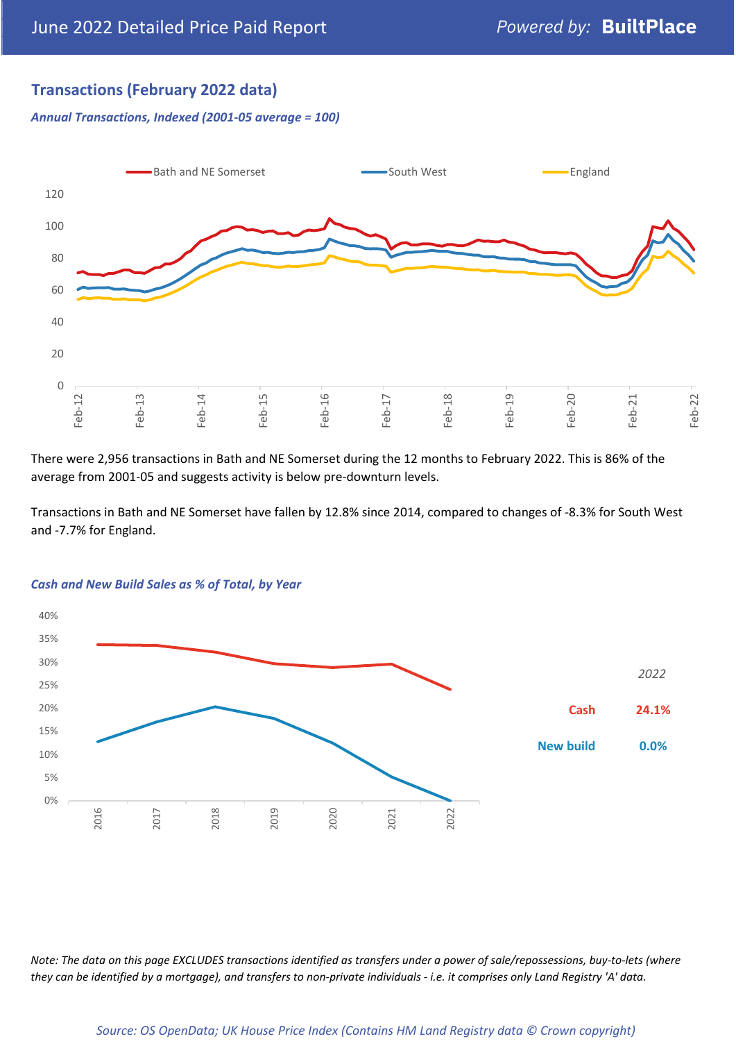## Transactions (February 2022 data)

*Annual Transactions, Indexed (2001-05 average = 100)*

Bath and NE Somerset | South West | England

There were 2,956 transactions in Bath and NE Somerset during the 12 months to February 2022. This is 86% of the average from 2001-05 and suggests activity is below pre-downturn levels.

Transactions in Bath and NE Somerset have fallen by 12.8% since 2014, compared to changes of -8.3% for South West and -7.7% for England.

*Cash and New Build Sales as % of Total, by Year*

| 2022 | |
|---|---|
| Cash | 24.1% |
| New build | 0.0% |

*Note: The data on this page EXCLUDES transactions identified as transfers under a power of sale/repossessions, buy-to-lets (where they can be identified by a mortgage), and transfers to non-private individuals - i.e. it comprises only Land Registry 'A' data.*

*Source: OS OpenData; UK House Price Index (Contains HM Land Registry data © Crown copyright)*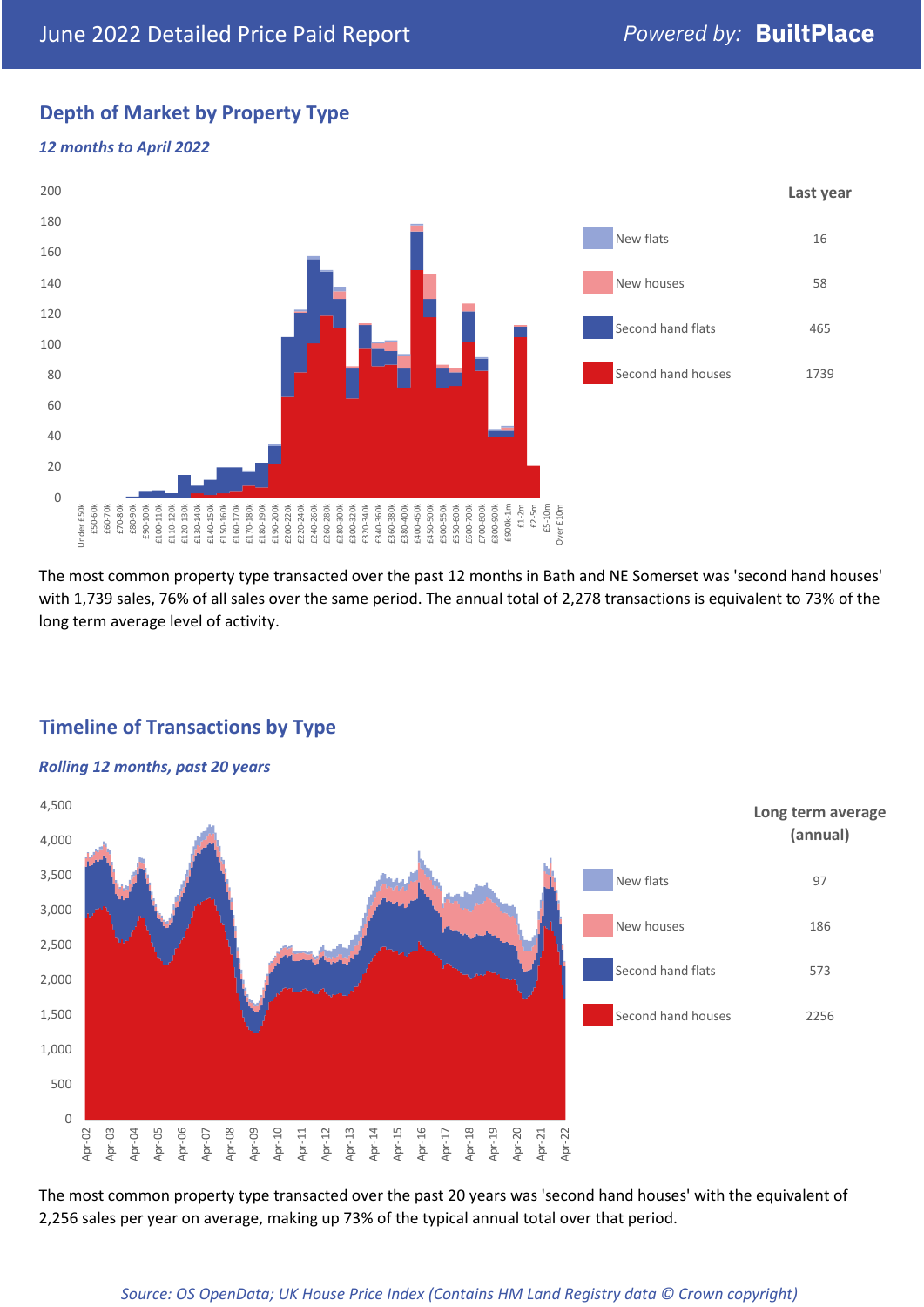June 2022 Detailed Price Paid Report

Powered by: **BuiltPlace**

## Depth of Market by Property Type

*12 months to April 2022*

200
180
160
140
120
100
80
60
40
20
0

Under £50k, £50-60k, £60-70k, £70-80k, £80-90k, £90-100k, £100-110k, £110-120k, £120-130k, £130-140k, £140-150k, £150-160k, £160-170k, £170-180k, £180-190k, £190-200k, £200-220k, £220-240k, £240-260k, £260-280k, £280-300k, £300-320k, £320-340k, £340-360k, £360-380k, £380-400k, £400-450k, £450-500k, £500-550k, £550-600k, £600-700k, £700-800k, £800-900k, £900k-1m, £1-2m, £2-5m, £5-10m, Over £10m

Last year

New flats 16
New houses 58
Second hand flats 465
Second hand houses 1739

The most common property type transacted over the past 12 months in Bath and NE Somerset was 'second hand houses' with 1,739 sales, 76% of all sales over the same period. The annual total of 2,278 transactions is equivalent to 73% of the long term average level of activity.

## Timeline of Transactions by Type

*Rolling 12 months, past 20 years*

4,500
4,000
3,500
3,000
2,500
2,000
1,500
1,000
500
0

Apr-02, Apr-03, Apr-04, Apr-05, Apr-06, Apr-07, Apr-08, Apr-09, Apr-10, Apr-11, Apr-12, Apr-13, Apr-14, Apr-15, Apr-16, Apr-17, Apr-18, Apr-19, Apr-20, Apr-21, Apr-22

Long term average (annual)

New flats 97
New houses 186
Second hand flats 573
Second hand houses 2256

The most common property type transacted over the past 20 years was 'second hand houses' with the equivalent of 2,256 sales per year on average, making up 73% of the typical annual total over that period.

*Source: OS OpenData; UK House Price Index (Contains HM Land Registry data © Crown copyright)*